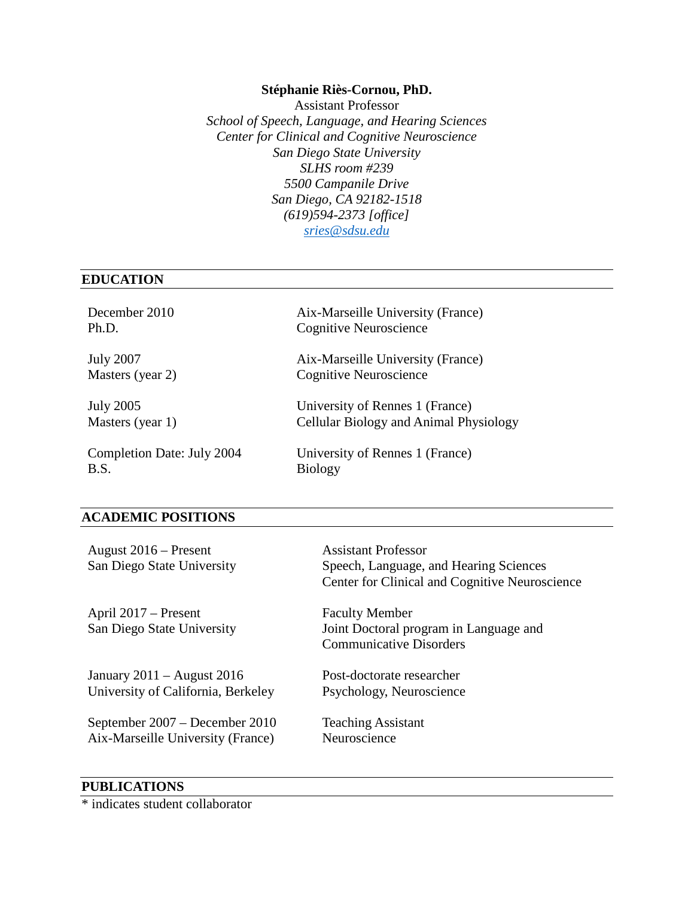**Stéphanie Riès-Cornou, PhD.**
Assistant Professor
*School of Speech, Language, and Hearing Sciences*
*Center for Clinical and Cognitive Neuroscience*
*San Diego State University*
*SLHS room #239*
*5500 Campanile Drive*
*San Diego, CA 92182-1518*
*(619)594-2373 [office]*
*sries@sdsu.edu*

## EDUCATION

| | |
|---|---|
| December 2010<br>Ph.D. | Aix-Marseille University (France)<br>Cognitive Neuroscience |
| July 2007<br>Masters (year 2) | Aix-Marseille University (France)<br>Cognitive Neuroscience |
| July 2005<br>Masters (year 1) | University of Rennes 1 (France)<br>Cellular Biology and Animal Physiology |
| Completion Date: July 2004<br>B.S. | University of Rennes 1 (France)<br>Biology |

## ACADEMIC POSITIONS

| | |
|---|---|
| August 2016 – Present<br>San Diego State University | Assistant Professor<br>Speech, Language, and Hearing Sciences<br>Center for Clinical and Cognitive Neuroscience |
| April 2017 – Present<br>San Diego State University | Faculty Member<br>Joint Doctoral program in Language and Communicative Disorders |
| January 2011 – August 2016<br>University of California, Berkeley | Post-doctorate researcher<br>Psychology, Neuroscience |
| September 2007 – December 2010<br>Aix-Marseille University (France) | Teaching Assistant<br>Neuroscience |

## PUBLICATIONS

* indicates student collaborator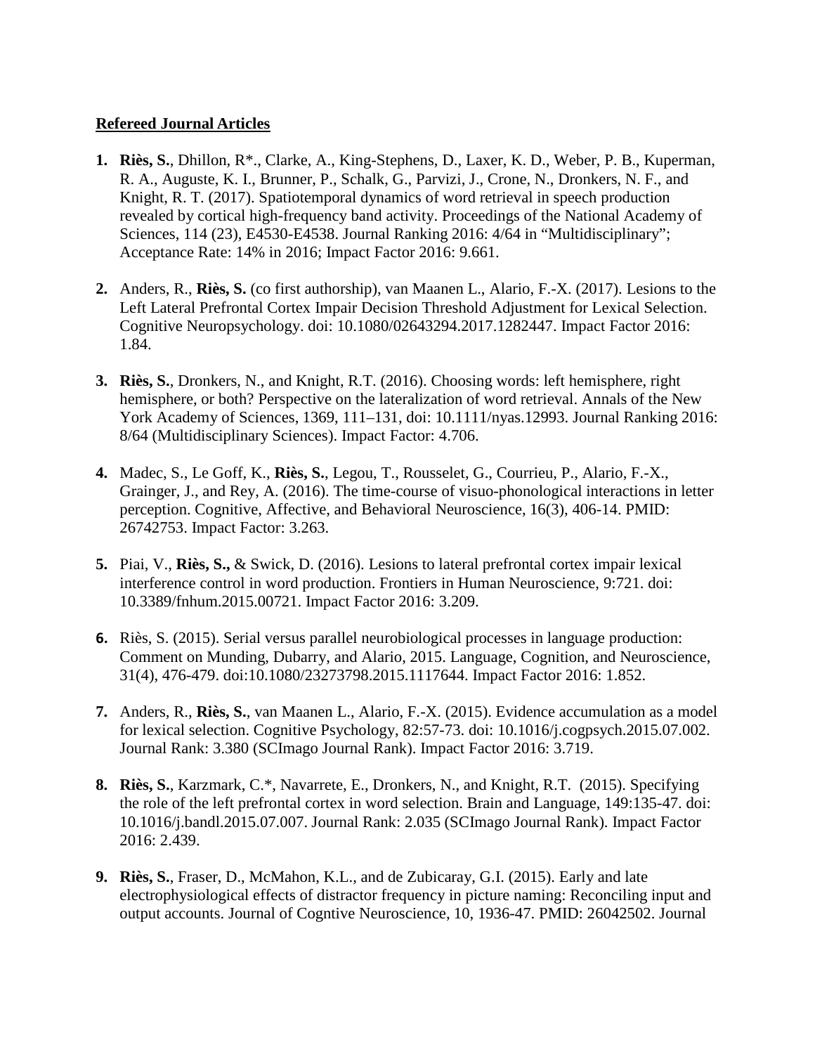## Refereed Journal Articles

1. **Riès, S.**, Dhillon, R*., Clarke, A., King-Stephens, D., Laxer, K. D., Weber, P. B., Kuperman, R. A., Auguste, K. I., Brunner, P., Schalk, G., Parvizi, J., Crone, N., Dronkers, N. F., and Knight, R. T. (2017). Spatiotemporal dynamics of word retrieval in speech production revealed by cortical high-frequency band activity. Proceedings of the National Academy of Sciences, 114 (23), E4530-E4538. Journal Ranking 2016: 4/64 in "Multidisciplinary"; Acceptance Rate: 14% in 2016; Impact Factor 2016: 9.661.

2. Anders, R., **Riès, S.** (co first authorship), van Maanen L., Alario, F.-X. (2017). Lesions to the Left Lateral Prefrontal Cortex Impair Decision Threshold Adjustment for Lexical Selection. Cognitive Neuropsychology. doi: 10.1080/02643294.2017.1282447. Impact Factor 2016: 1.84.

3. **Riès, S.**, Dronkers, N., and Knight, R.T. (2016). Choosing words: left hemisphere, right hemisphere, or both? Perspective on the lateralization of word retrieval. Annals of the New York Academy of Sciences, 1369, 111–131, doi: 10.1111/nyas.12993. Journal Ranking 2016: 8/64 (Multidisciplinary Sciences). Impact Factor: 4.706.

4. Madec, S., Le Goff, K., **Riès, S.**, Legou, T., Rousselet, G., Courrieu, P., Alario, F.-X., Grainger, J., and Rey, A. (2016). The time-course of visuo-phonological interactions in letter perception. Cognitive, Affective, and Behavioral Neuroscience, 16(3), 406-14. PMID: 26742753. Impact Factor: 3.263.

5. Piai, V., **Riès, S.,** & Swick, D. (2016). Lesions to lateral prefrontal cortex impair lexical interference control in word production. Frontiers in Human Neuroscience, 9:721. doi: 10.3389/fnhum.2015.00721. Impact Factor 2016: 3.209.

6. Riès, S. (2015). Serial versus parallel neurobiological processes in language production: Comment on Munding, Dubarry, and Alario, 2015. Language, Cognition, and Neuroscience, 31(4), 476-479. doi:10.1080/23273798.2015.1117644. Impact Factor 2016: 1.852.

7. Anders, R., **Riès, S.**, van Maanen L., Alario, F.-X. (2015). Evidence accumulation as a model for lexical selection. Cognitive Psychology, 82:57-73. doi: 10.1016/j.cogpsych.2015.07.002. Journal Rank: 3.380 (SCImago Journal Rank). Impact Factor 2016: 3.719.

8. **Riès, S.**, Karzmark, C.*, Navarrete, E., Dronkers, N., and Knight, R.T. (2015). Specifying the role of the left prefrontal cortex in word selection. Brain and Language, 149:135-47. doi: 10.1016/j.bandl.2015.07.007. Journal Rank: 2.035 (SCImago Journal Rank). Impact Factor 2016: 2.439.

9. **Riès, S.**, Fraser, D., McMahon, K.L., and de Zubicaray, G.I. (2015). Early and late electrophysiological effects of distractor frequency in picture naming: Reconciling input and output accounts. Journal of Cogntive Neuroscience, 10, 1936-47. PMID: 26042502. Journal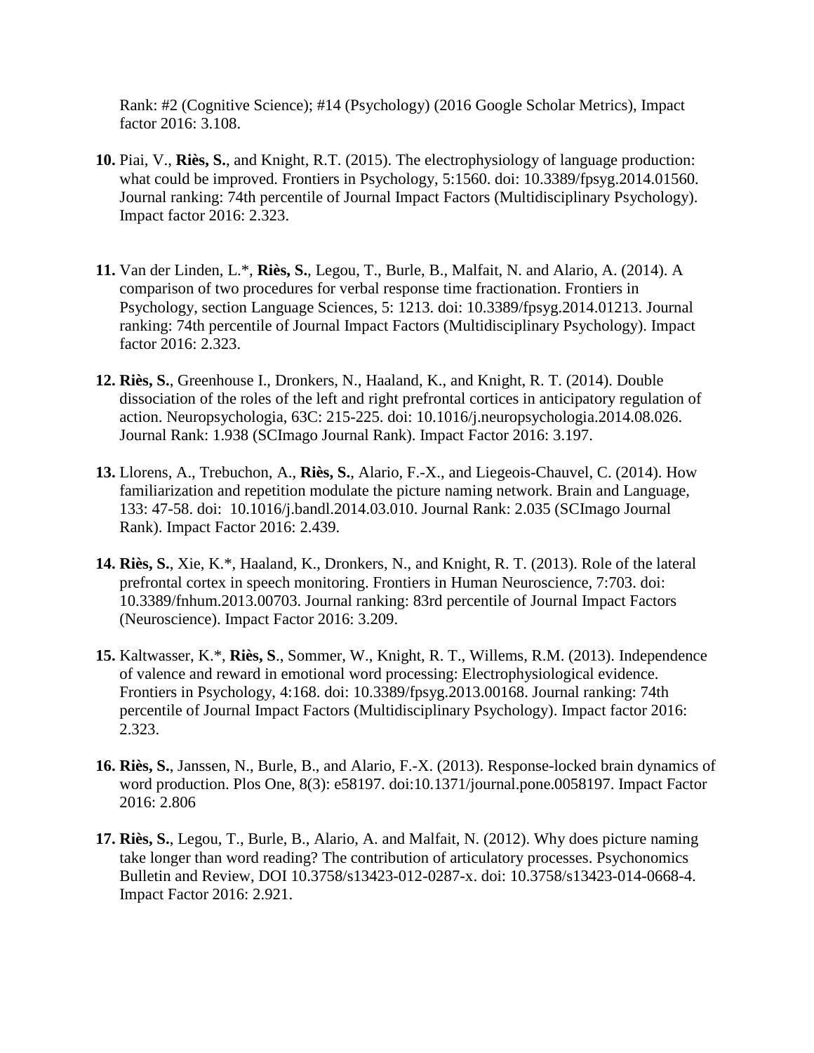Rank: #2 (Cognitive Science); #14 (Psychology) (2016 Google Scholar Metrics), Impact factor 2016: 3.108.

**10.** Piai, V., **Riès, S.**, and Knight, R.T. (2015). The electrophysiology of language production: what could be improved. Frontiers in Psychology, 5:1560. doi: 10.3389/fpsyg.2014.01560. Journal ranking: 74th percentile of Journal Impact Factors (Multidisciplinary Psychology). Impact factor 2016: 2.323.

**11.** Van der Linden, L.*, **Riès, S.**, Legou, T., Burle, B., Malfait, N. and Alario, A. (2014). A comparison of two procedures for verbal response time fractionation. Frontiers in Psychology, section Language Sciences, 5: 1213. doi: 10.3389/fpsyg.2014.01213. Journal ranking: 74th percentile of Journal Impact Factors (Multidisciplinary Psychology). Impact factor 2016: 2.323.

**12.** **Riès, S.**, Greenhouse I., Dronkers, N., Haaland, K., and Knight, R. T. (2014). Double dissociation of the roles of the left and right prefrontal cortices in anticipatory regulation of action. Neuropsychologia, 63C: 215-225. doi: 10.1016/j.neuropsychologia.2014.08.026. Journal Rank: 1.938 (SCImago Journal Rank). Impact Factor 2016: 3.197.

**13.** Llorens, A., Trebuchon, A., **Riès, S.**, Alario, F.-X., and Liegeois-Chauvel, C. (2014). How familiarization and repetition modulate the picture naming network. Brain and Language, 133: 47-58. doi: 10.1016/j.bandl.2014.03.010. Journal Rank: 2.035 (SCImago Journal Rank). Impact Factor 2016: 2.439.

**14.** **Riès, S.**, Xie, K.*, Haaland, K., Dronkers, N., and Knight, R. T. (2013). Role of the lateral prefrontal cortex in speech monitoring. Frontiers in Human Neuroscience, 7:703. doi: 10.3389/fnhum.2013.00703. Journal ranking: 83rd percentile of Journal Impact Factors (Neuroscience). Impact Factor 2016: 3.209.

**15.** Kaltwasser, K.*, **Riès, S**., Sommer, W., Knight, R. T., Willems, R.M. (2013). Independence of valence and reward in emotional word processing: Electrophysiological evidence. Frontiers in Psychology, 4:168. doi: 10.3389/fpsyg.2013.00168. Journal ranking: 74th percentile of Journal Impact Factors (Multidisciplinary Psychology). Impact factor 2016: 2.323.

**16.** **Riès, S.**, Janssen, N., Burle, B., and Alario, F.-X. (2013). Response-locked brain dynamics of word production. Plos One, 8(3): e58197. doi:10.1371/journal.pone.0058197. Impact Factor 2016: 2.806

**17.** **Riès, S.**, Legou, T., Burle, B., Alario, A. and Malfait, N. (2012). Why does picture naming take longer than word reading? The contribution of articulatory processes. Psychonomics Bulletin and Review, DOI 10.3758/s13423-012-0287-x. doi: 10.3758/s13423-014-0668-4. Impact Factor 2016: 2.921.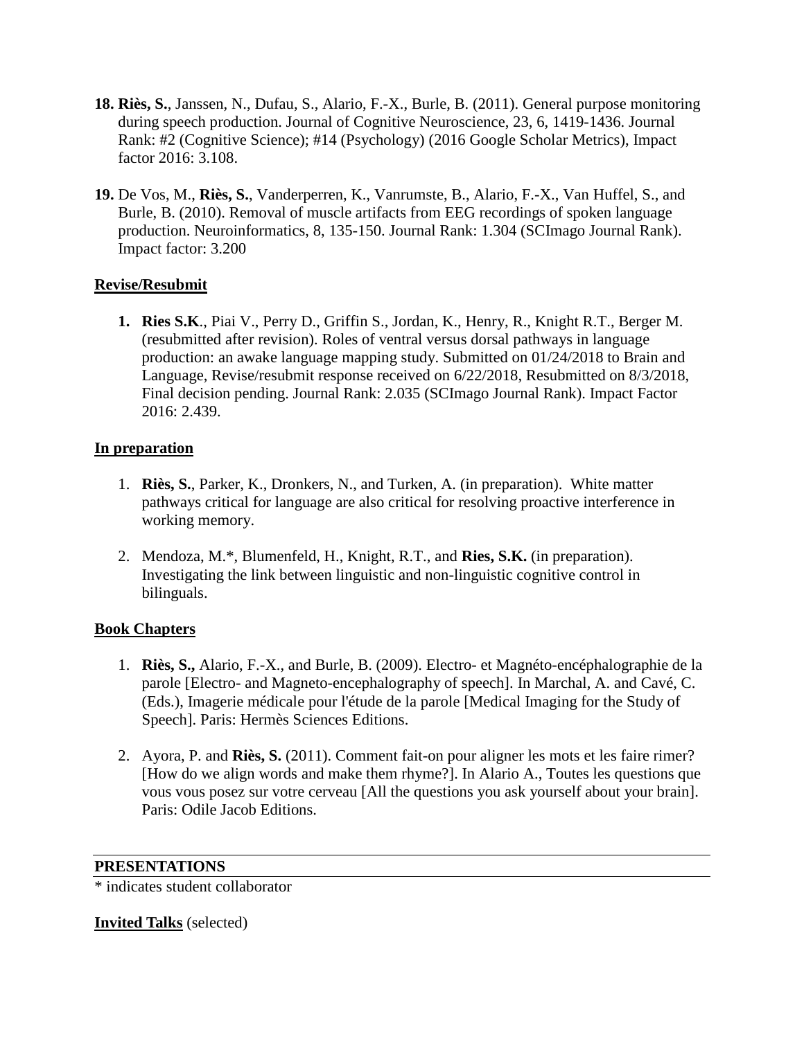18. **Riès, S.**, Janssen, N., Dufau, S., Alario, F.-X., Burle, B. (2011). General purpose monitoring during speech production. Journal of Cognitive Neuroscience, 23, 6, 1419-1436. Journal Rank: #2 (Cognitive Science); #14 (Psychology) (2016 Google Scholar Metrics), Impact factor 2016: 3.108.

19. De Vos, M., **Riès, S.**, Vanderperren, K., Vanrumste, B., Alario, F.-X., Van Huffel, S., and Burle, B. (2010). Removal of muscle artifacts from EEG recordings of spoken language production. Neuroinformatics, 8, 135-150. Journal Rank: 1.304 (SCImago Journal Rank). Impact factor: 3.200

**Revise/Resubmit**

1. **Ries S.K**., Piai V., Perry D., Griffin S., Jordan, K., Henry, R., Knight R.T., Berger M. (resubmitted after revision). Roles of ventral versus dorsal pathways in language production: an awake language mapping study. Submitted on 01/24/2018 to Brain and Language, Revise/resubmit response received on 6/22/2018, Resubmitted on 8/3/2018, Final decision pending. Journal Rank: 2.035 (SCImago Journal Rank). Impact Factor 2016: 2.439.

**In preparation**

1. **Riès, S.**, Parker, K., Dronkers, N., and Turken, A. (in preparation). White matter pathways critical for language are also critical for resolving proactive interference in working memory.

2. Mendoza, M.*, Blumenfeld, H., Knight, R.T., and **Ries, S.K.** (in preparation). Investigating the link between linguistic and non-linguistic cognitive control in bilinguals.

**Book Chapters**

1. **Riès, S.,** Alario, F.-X., and Burle, B. (2009). Electro- et Magnéto-encéphalographie de la parole [Electro- and Magneto-encephalography of speech]. In Marchal, A. and Cavé, C. (Eds.), Imagerie médicale pour l'étude de la parole [Medical Imaging for the Study of Speech]. Paris: Hermès Sciences Editions.

2. Ayora, P. and **Riès, S.** (2011). Comment fait-on pour aligner les mots et les faire rimer? [How do we align words and make them rhyme?]. In Alario A., Toutes les questions que vous vous posez sur votre cerveau [All the questions you ask yourself about your brain]. Paris: Odile Jacob Editions.

## PRESENTATIONS

* indicates student collaborator

**Invited Talks** (selected)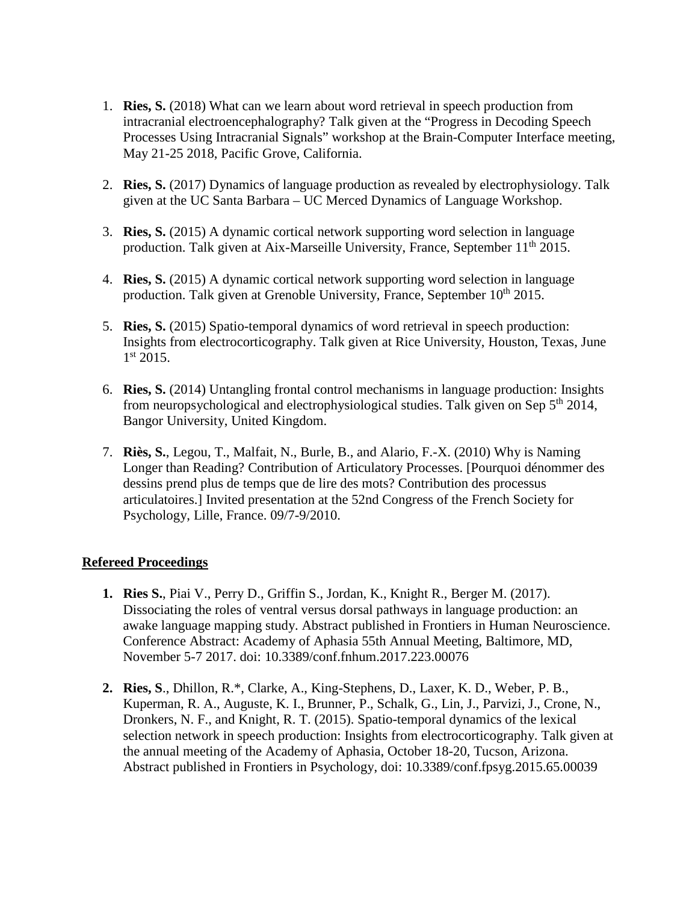1. **Ries, S.** (2018) What can we learn about word retrieval in speech production from intracranial electroencephalography? Talk given at the "Progress in Decoding Speech Processes Using Intracranial Signals" workshop at the Brain-Computer Interface meeting, May 21-25 2018, Pacific Grove, California.

2. **Ries, S.** (2017) Dynamics of language production as revealed by electrophysiology. Talk given at the UC Santa Barbara – UC Merced Dynamics of Language Workshop.

3. **Ries, S.** (2015) A dynamic cortical network supporting word selection in language production. Talk given at Aix-Marseille University, France, September 11th 2015.

4. **Ries, S.** (2015) A dynamic cortical network supporting word selection in language production. Talk given at Grenoble University, France, September 10th 2015.

5. **Ries, S.** (2015) Spatio-temporal dynamics of word retrieval in speech production: Insights from electrocorticography. Talk given at Rice University, Houston, Texas, June 1st 2015.

6. **Ries, S.** (2014) Untangling frontal control mechanisms in language production: Insights from neuropsychological and electrophysiological studies. Talk given on Sep 5th 2014, Bangor University, United Kingdom.

7. **Riès, S.**, Legou, T., Malfait, N., Burle, B., and Alario, F.-X. (2010) Why is Naming Longer than Reading? Contribution of Articulatory Processes. [Pourquoi dénommer des dessins prend plus de temps que de lire des mots? Contribution des processus articulatoires.] Invited presentation at the 52nd Congress of the French Society for Psychology, Lille, France. 09/7-9/2010.

## Refereed Proceedings

1. **Ries S.**, Piai V., Perry D., Griffin S., Jordan, K., Knight R., Berger M. (2017). Dissociating the roles of ventral versus dorsal pathways in language production: an awake language mapping study. Abstract published in Frontiers in Human Neuroscience. Conference Abstract: Academy of Aphasia 55th Annual Meeting, Baltimore, MD, November 5-7 2017. doi: 10.3389/conf.fnhum.2017.223.00076

2. **Ries, S**., Dhillon, R.*, Clarke, A., King-Stephens, D., Laxer, K. D., Weber, P. B., Kuperman, R. A., Auguste, K. I., Brunner, P., Schalk, G., Lin, J., Parvizi, J., Crone, N., Dronkers, N. F., and Knight, R. T. (2015). Spatio-temporal dynamics of the lexical selection network in speech production: Insights from electrocorticography. Talk given at the annual meeting of the Academy of Aphasia, October 18-20, Tucson, Arizona. Abstract published in Frontiers in Psychology, doi: 10.3389/conf.fpsyg.2015.65.00039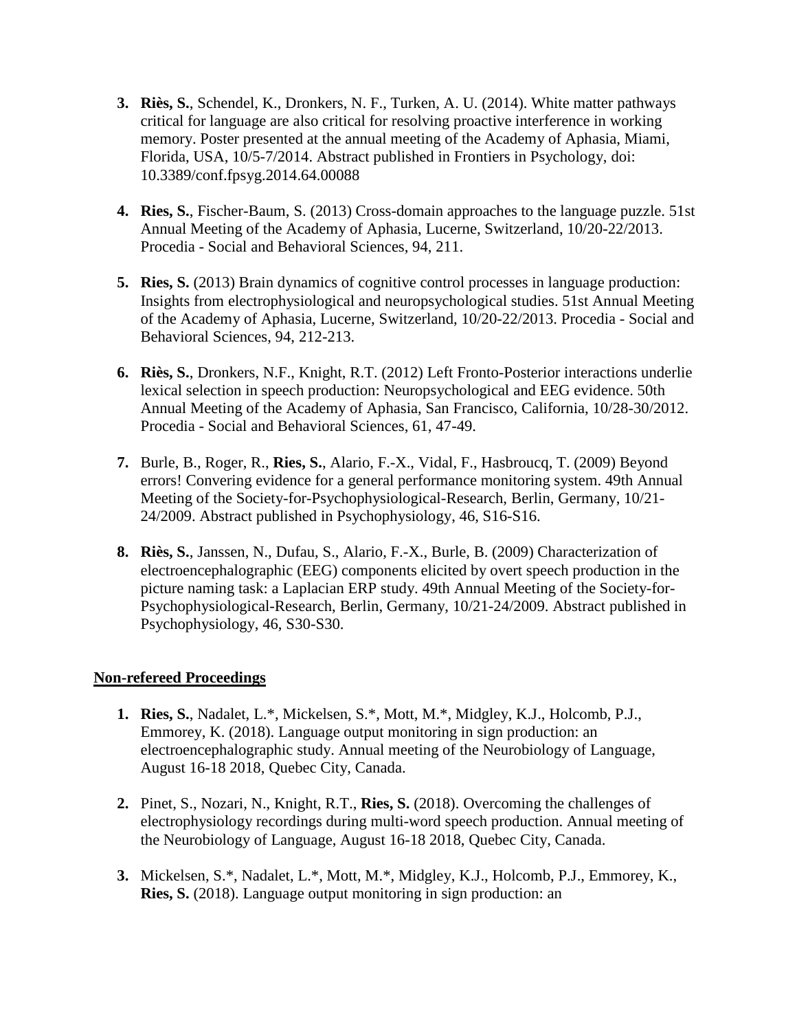3. **Riès, S.**, Schendel, K., Dronkers, N. F., Turken, A. U. (2014). White matter pathways critical for language are also critical for resolving proactive interference in working memory. Poster presented at the annual meeting of the Academy of Aphasia, Miami, Florida, USA, 10/5-7/2014. Abstract published in Frontiers in Psychology, doi: 10.3389/conf.fpsyg.2014.64.00088

4. **Ries, S.**, Fischer-Baum, S. (2013) Cross-domain approaches to the language puzzle. 51st Annual Meeting of the Academy of Aphasia, Lucerne, Switzerland, 10/20-22/2013. Procedia - Social and Behavioral Sciences, 94, 211.

5. **Ries, S.** (2013) Brain dynamics of cognitive control processes in language production: Insights from electrophysiological and neuropsychological studies. 51st Annual Meeting of the Academy of Aphasia, Lucerne, Switzerland, 10/20-22/2013. Procedia - Social and Behavioral Sciences, 94, 212-213.

6. **Riès, S.**, Dronkers, N.F., Knight, R.T. (2012) Left Fronto-Posterior interactions underlie lexical selection in speech production: Neuropsychological and EEG evidence. 50th Annual Meeting of the Academy of Aphasia, San Francisco, California, 10/28-30/2012. Procedia - Social and Behavioral Sciences, 61, 47-49.

7. Burle, B., Roger, R., **Ries, S.**, Alario, F.-X., Vidal, F., Hasbroucq, T. (2009) Beyond errors! Convering evidence for a general performance monitoring system. 49th Annual Meeting of the Society-for-Psychophysiological-Research, Berlin, Germany, 10/21-24/2009. Abstract published in Psychophysiology, 46, S16-S16.

8. **Riès, S.**, Janssen, N., Dufau, S., Alario, F.-X., Burle, B. (2009) Characterization of electroencephalographic (EEG) components elicited by overt speech production in the picture naming task: a Laplacian ERP study. 49th Annual Meeting of the Society-for-Psychophysiological-Research, Berlin, Germany, 10/21-24/2009. Abstract published in Psychophysiology, 46, S30-S30.

## Non-refereed Proceedings

1. **Ries, S.**, Nadalet, L.*, Mickelsen, S.*, Mott, M.*, Midgley, K.J., Holcomb, P.J., Emmorey, K. (2018). Language output monitoring in sign production: an electroencephalographic study. Annual meeting of the Neurobiology of Language, August 16-18 2018, Quebec City, Canada.

2. Pinet, S., Nozari, N., Knight, R.T., **Ries, S.** (2018). Overcoming the challenges of electrophysiology recordings during multi-word speech production. Annual meeting of the Neurobiology of Language, August 16-18 2018, Quebec City, Canada.

3. Mickelsen, S.*, Nadalet, L.*, Mott, M.*, Midgley, K.J., Holcomb, P.J., Emmorey, K., **Ries, S.** (2018). Language output monitoring in sign production: an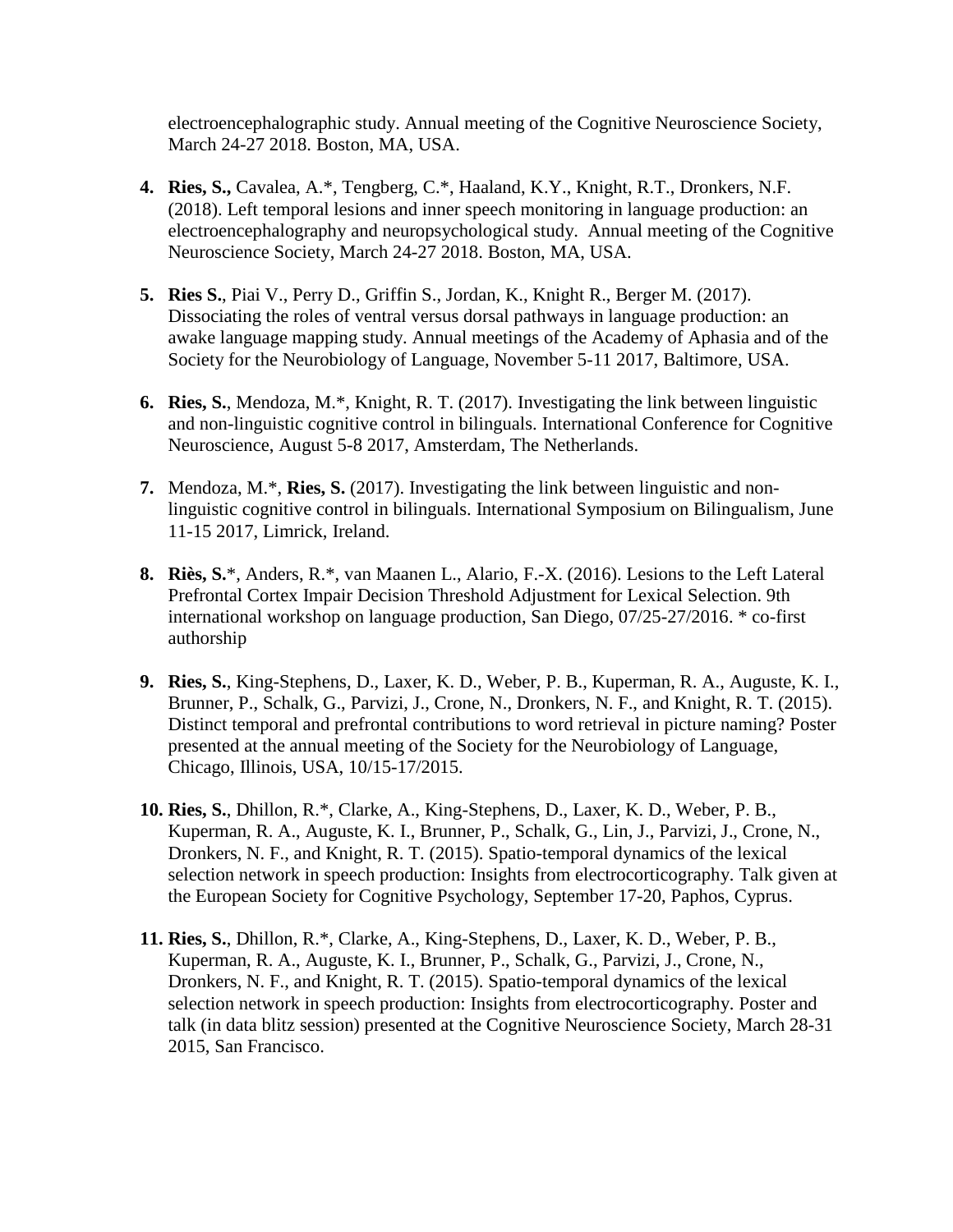electroencephalographic study. Annual meeting of the Cognitive Neuroscience Society, March 24-27 2018. Boston, MA, USA.

4. **Ries, S.,** Cavalea, A.*, Tengberg, C.*, Haaland, K.Y., Knight, R.T., Dronkers, N.F. (2018). Left temporal lesions and inner speech monitoring in language production: an electroencephalography and neuropsychological study. Annual meeting of the Cognitive Neuroscience Society, March 24-27 2018. Boston, MA, USA.

5. **Ries S.**, Piai V., Perry D., Griffin S., Jordan, K., Knight R., Berger M. (2017). Dissociating the roles of ventral versus dorsal pathways in language production: an awake language mapping study. Annual meetings of the Academy of Aphasia and of the Society for the Neurobiology of Language, November 5-11 2017, Baltimore, USA.

6. **Ries, S.**, Mendoza, M.*, Knight, R. T. (2017). Investigating the link between linguistic and non-linguistic cognitive control in bilinguals. International Conference for Cognitive Neuroscience, August 5-8 2017, Amsterdam, The Netherlands.

7. Mendoza, M.*, **Ries, S.** (2017). Investigating the link between linguistic and non-linguistic cognitive control in bilinguals. International Symposium on Bilingualism, June 11-15 2017, Limrick, Ireland.

8. **Riès, S.***, Anders, R.*, van Maanen L., Alario, F.-X. (2016). Lesions to the Left Lateral Prefrontal Cortex Impair Decision Threshold Adjustment for Lexical Selection. 9th international workshop on language production, San Diego, 07/25-27/2016. * co-first authorship

9. **Ries, S.**, King-Stephens, D., Laxer, K. D., Weber, P. B., Kuperman, R. A., Auguste, K. I., Brunner, P., Schalk, G., Parvizi, J., Crone, N., Dronkers, N. F., and Knight, R. T. (2015). Distinct temporal and prefrontal contributions to word retrieval in picture naming? Poster presented at the annual meeting of the Society for the Neurobiology of Language, Chicago, Illinois, USA, 10/15-17/2015.

10. **Ries, S.**, Dhillon, R.*, Clarke, A., King-Stephens, D., Laxer, K. D., Weber, P. B., Kuperman, R. A., Auguste, K. I., Brunner, P., Schalk, G., Lin, J., Parvizi, J., Crone, N., Dronkers, N. F., and Knight, R. T. (2015). Spatio-temporal dynamics of the lexical selection network in speech production: Insights from electrocorticography. Talk given at the European Society for Cognitive Psychology, September 17-20, Paphos, Cyprus.

11. **Ries, S.**, Dhillon, R.*, Clarke, A., King-Stephens, D., Laxer, K. D., Weber, P. B., Kuperman, R. A., Auguste, K. I., Brunner, P., Schalk, G., Parvizi, J., Crone, N., Dronkers, N. F., and Knight, R. T. (2015). Spatio-temporal dynamics of the lexical selection network in speech production: Insights from electrocorticography. Poster and talk (in data blitz session) presented at the Cognitive Neuroscience Society, March 28-31 2015, San Francisco.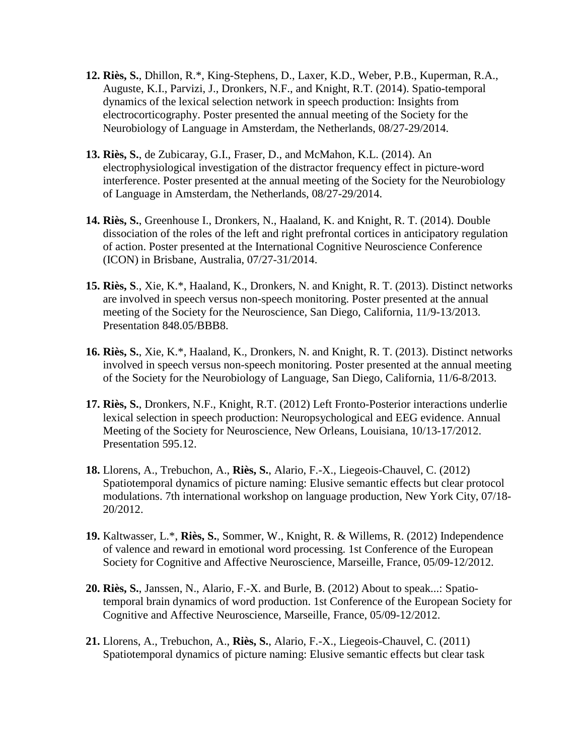**12. Riès, S.**, Dhillon, R.*, King-Stephens, D., Laxer, K.D., Weber, P.B., Kuperman, R.A., Auguste, K.I., Parvizi, J., Dronkers, N.F., and Knight, R.T. (2014). Spatio-temporal dynamics of the lexical selection network in speech production: Insights from electrocorticography. Poster presented the annual meeting of the Society for the Neurobiology of Language in Amsterdam, the Netherlands, 08/27-29/2014.

**13. Riès, S.**, de Zubicaray, G.I., Fraser, D., and McMahon, K.L. (2014). An electrophysiological investigation of the distractor frequency effect in picture-word interference. Poster presented at the annual meeting of the Society for the Neurobiology of Language in Amsterdam, the Netherlands, 08/27-29/2014.

**14. Riès, S.**, Greenhouse I., Dronkers, N., Haaland, K. and Knight, R. T. (2014). Double dissociation of the roles of the left and right prefrontal cortices in anticipatory regulation of action. Poster presented at the International Cognitive Neuroscience Conference (ICON) in Brisbane, Australia, 07/27-31/2014.

**15. Riès, S**., Xie, K.*, Haaland, K., Dronkers, N. and Knight, R. T. (2013). Distinct networks are involved in speech versus non-speech monitoring. Poster presented at the annual meeting of the Society for the Neuroscience, San Diego, California, 11/9-13/2013. Presentation 848.05/BBB8.

**16. Riès, S.**, Xie, K.*, Haaland, K., Dronkers, N. and Knight, R. T. (2013). Distinct networks involved in speech versus non-speech monitoring. Poster presented at the annual meeting of the Society for the Neurobiology of Language, San Diego, California, 11/6-8/2013.

**17. Riès, S.**, Dronkers, N.F., Knight, R.T. (2012) Left Fronto-Posterior interactions underlie lexical selection in speech production: Neuropsychological and EEG evidence. Annual Meeting of the Society for Neuroscience, New Orleans, Louisiana, 10/13-17/2012. Presentation 595.12.

**18.** Llorens, A., Trebuchon, A., **Riès, S.**, Alario, F.-X., Liegeois-Chauvel, C. (2012) Spatiotemporal dynamics of picture naming: Elusive semantic effects but clear protocol modulations. 7th international workshop on language production, New York City, 07/18-20/2012.

**19.** Kaltwasser, L.*, **Riès, S.**, Sommer, W., Knight, R. & Willems, R. (2012) Independence of valence and reward in emotional word processing. 1st Conference of the European Society for Cognitive and Affective Neuroscience, Marseille, France, 05/09-12/2012.

**20. Riès, S.**, Janssen, N., Alario, F.-X. and Burle, B. (2012) About to speak...: Spatio-temporal brain dynamics of word production. 1st Conference of the European Society for Cognitive and Affective Neuroscience, Marseille, France, 05/09-12/2012.

**21.** Llorens, A., Trebuchon, A., **Riès, S.**, Alario, F.-X., Liegeois-Chauvel, C. (2011) Spatiotemporal dynamics of picture naming: Elusive semantic effects but clear task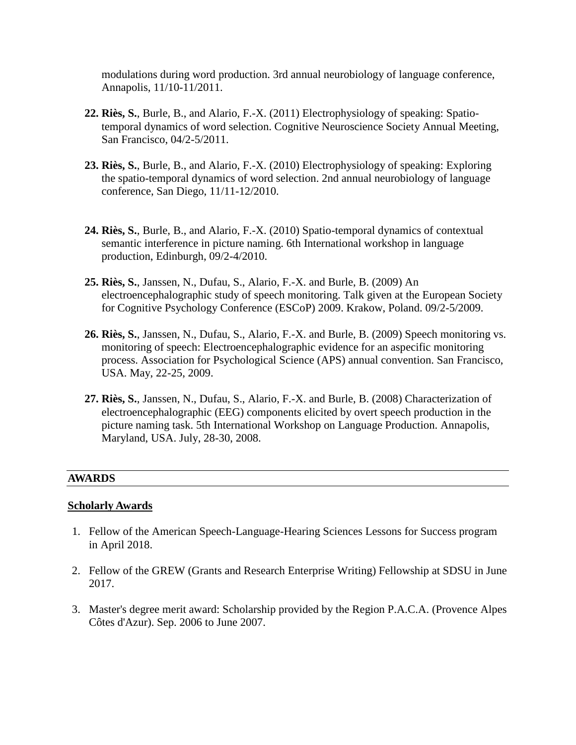modulations during word production. 3rd annual neurobiology of language conference, Annapolis, 11/10-11/2011.

22. **Riès, S.**, Burle, B., and Alario, F.-X. (2011) Electrophysiology of speaking: Spatio-temporal dynamics of word selection. Cognitive Neuroscience Society Annual Meeting, San Francisco, 04/2-5/2011.

23. **Riès, S.**, Burle, B., and Alario, F.-X. (2010) Electrophysiology of speaking: Exploring the spatio-temporal dynamics of word selection. 2nd annual neurobiology of language conference, San Diego, 11/11-12/2010.

24. **Riès, S.**, Burle, B., and Alario, F.-X. (2010) Spatio-temporal dynamics of contextual semantic interference in picture naming. 6th International workshop in language production, Edinburgh, 09/2-4/2010.

25. **Riès, S.**, Janssen, N., Dufau, S., Alario, F.-X. and Burle, B. (2009) An electroencephalographic study of speech monitoring. Talk given at the European Society for Cognitive Psychology Conference (ESCoP) 2009. Krakow, Poland. 09/2-5/2009.

26. **Riès, S.**, Janssen, N., Dufau, S., Alario, F.-X. and Burle, B. (2009) Speech monitoring vs. monitoring of speech: Electroencephalographic evidence for an aspecific monitoring process. Association for Psychological Science (APS) annual convention. San Francisco, USA. May, 22-25, 2009.

27. **Riès, S.**, Janssen, N., Dufau, S., Alario, F.-X. and Burle, B. (2008) Characterization of electroencephalographic (EEG) components elicited by overt speech production in the picture naming task. 5th International Workshop on Language Production. Annapolis, Maryland, USA. July, 28-30, 2008.

## AWARDS

### Scholarly Awards

1. Fellow of the American Speech-Language-Hearing Sciences Lessons for Success program in April 2018.

2. Fellow of the GREW (Grants and Research Enterprise Writing) Fellowship at SDSU in June 2017.

3. Master's degree merit award: Scholarship provided by the Region P.A.C.A. (Provence Alpes Côtes d'Azur). Sep. 2006 to June 2007.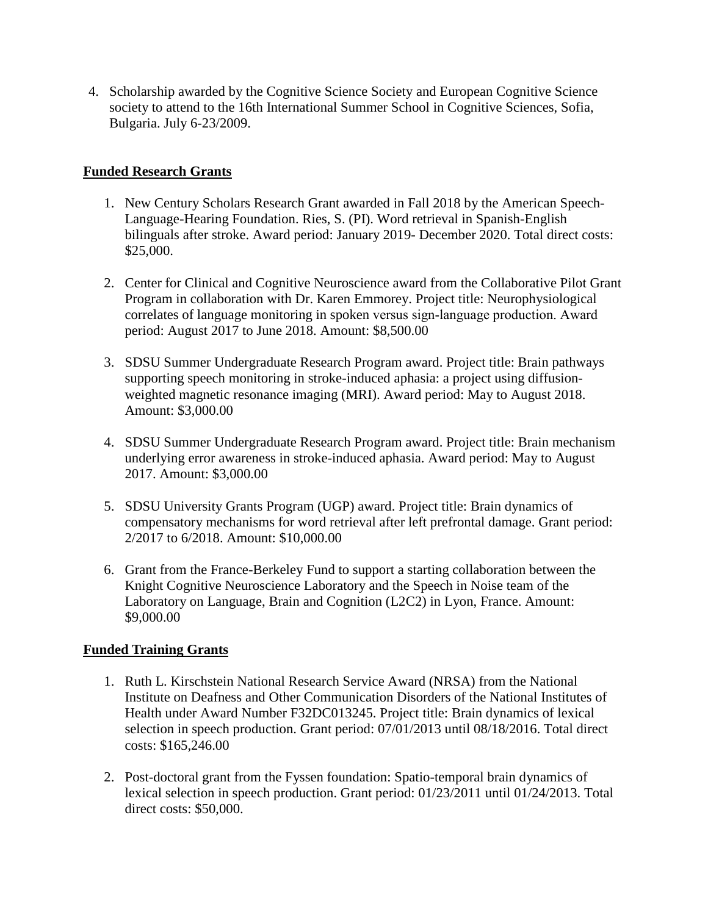4. Scholarship awarded by the Cognitive Science Society and European Cognitive Science society to attend to the 16th International Summer School in Cognitive Sciences, Sofia, Bulgaria. July 6-23/2009.

**Funded Research Grants**

1. New Century Scholars Research Grant awarded in Fall 2018 by the American Speech-Language-Hearing Foundation. Ries, S. (PI). Word retrieval in Spanish-English bilinguals after stroke. Award period: January 2019- December 2020. Total direct costs: $25,000.

2. Center for Clinical and Cognitive Neuroscience award from the Collaborative Pilot Grant Program in collaboration with Dr. Karen Emmorey. Project title: Neurophysiological correlates of language monitoring in spoken versus sign-language production. Award period: August 2017 to June 2018. Amount: $8,500.00

3. SDSU Summer Undergraduate Research Program award. Project title: Brain pathways supporting speech monitoring in stroke-induced aphasia: a project using diffusion-weighted magnetic resonance imaging (MRI). Award period: May to August 2018. Amount: $3,000.00

4. SDSU Summer Undergraduate Research Program award. Project title: Brain mechanism underlying error awareness in stroke-induced aphasia. Award period: May to August 2017. Amount: $3,000.00

5. SDSU University Grants Program (UGP) award. Project title: Brain dynamics of compensatory mechanisms for word retrieval after left prefrontal damage. Grant period: 2/2017 to 6/2018. Amount: $10,000.00

6. Grant from the France-Berkeley Fund to support a starting collaboration between the Knight Cognitive Neuroscience Laboratory and the Speech in Noise team of the Laboratory on Language, Brain and Cognition (L2C2) in Lyon, France. Amount: $9,000.00

**Funded Training Grants**

1. Ruth L. Kirschstein National Research Service Award (NRSA) from the National Institute on Deafness and Other Communication Disorders of the National Institutes of Health under Award Number F32DC013245. Project title: Brain dynamics of lexical selection in speech production. Grant period: 07/01/2013 until 08/18/2016. Total direct costs: $165,246.00

2. Post-doctoral grant from the Fyssen foundation: Spatio-temporal brain dynamics of lexical selection in speech production. Grant period: 01/23/2011 until 01/24/2013. Total direct costs: $50,000.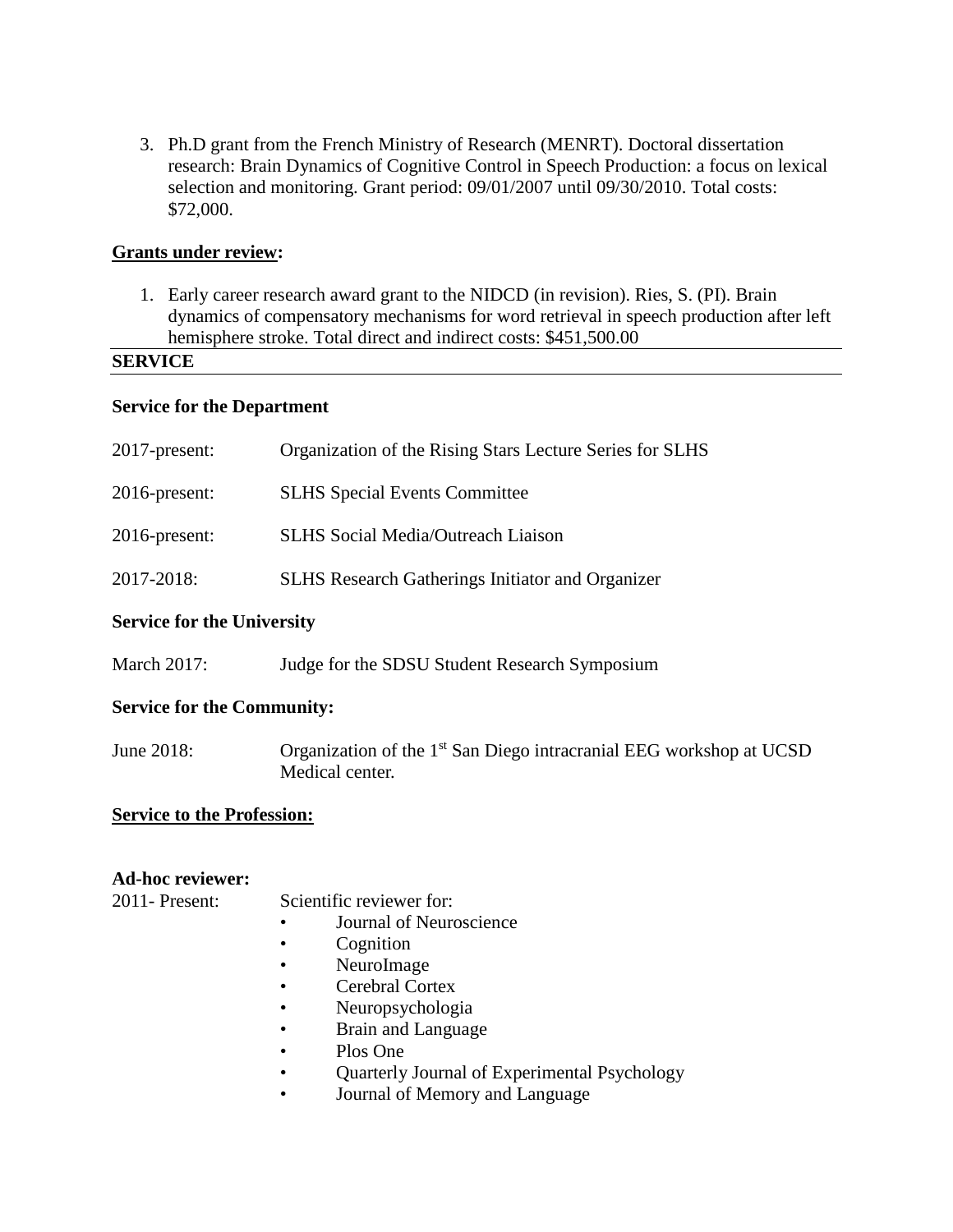3. Ph.D grant from the French Ministry of Research (MENRT). Doctoral dissertation research: Brain Dynamics of Cognitive Control in Speech Production: a focus on lexical selection and monitoring. Grant period: 09/01/2007 until 09/30/2010. Total costs: $72,000.

**Grants under review:**

1. Early career research award grant to the NIDCD (in revision). Ries, S. (PI). Brain dynamics of compensatory mechanisms for word retrieval in speech production after left hemisphere stroke. Total direct and indirect costs: $451,500.00

## SERVICE

**Service for the Department**

2017-present: Organization of the Rising Stars Lecture Series for SLHS

2016-present: SLHS Special Events Committee

2016-present: SLHS Social Media/Outreach Liaison

2017-2018: SLHS Research Gatherings Initiator and Organizer

**Service for the University**

March 2017: Judge for the SDSU Student Research Symposium

**Service for the Community:**

June 2018: Organization of the 1st San Diego intracranial EEG workshop at UCSD Medical center.

**Service to the Profession:**

**Ad-hoc reviewer:**

2011- Present: Scientific reviewer for:

- Journal of Neuroscience
- Cognition
- NeuroImage
- Cerebral Cortex
- Neuropsychologia
- Brain and Language
- Plos One
- Quarterly Journal of Experimental Psychology
- Journal of Memory and Language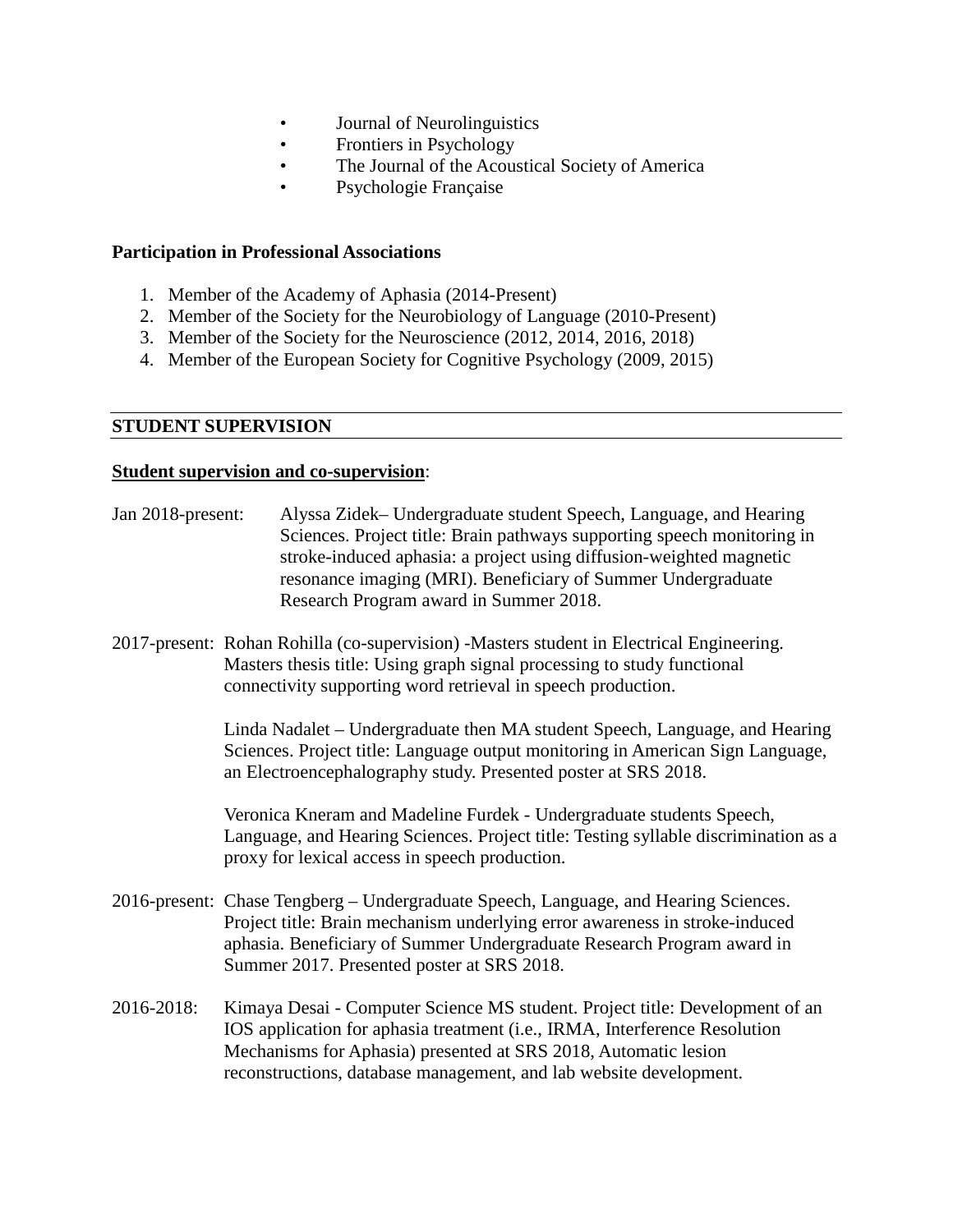- Journal of Neurolinguistics
- Frontiers in Psychology
- The Journal of the Acoustical Society of America
- Psychologie Française

**Participation in Professional Associations**

1. Member of the Academy of Aphasia (2014-Present)
2. Member of the Society for the Neurobiology of Language (2010-Present)
3. Member of the Society for the Neuroscience (2012, 2014, 2016, 2018)
4. Member of the European Society for Cognitive Psychology (2009, 2015)

## STUDENT SUPERVISION

**Student supervision and co-supervision**:

Jan 2018-present: Alyssa Zidek– Undergraduate student Speech, Language, and Hearing Sciences. Project title: Brain pathways supporting speech monitoring in stroke-induced aphasia: a project using diffusion-weighted magnetic resonance imaging (MRI). Beneficiary of Summer Undergraduate Research Program award in Summer 2018.

2017-present: Rohan Rohilla (co-supervision) -Masters student in Electrical Engineering. Masters thesis title: Using graph signal processing to study functional connectivity supporting word retrieval in speech production.

Linda Nadalet – Undergraduate then MA student Speech, Language, and Hearing Sciences. Project title: Language output monitoring in American Sign Language, an Electroencephalography study. Presented poster at SRS 2018.

Veronica Kneram and Madeline Furdek - Undergraduate students Speech, Language, and Hearing Sciences. Project title: Testing syllable discrimination as a proxy for lexical access in speech production.

2016-present: Chase Tengberg – Undergraduate Speech, Language, and Hearing Sciences. Project title: Brain mechanism underlying error awareness in stroke-induced aphasia. Beneficiary of Summer Undergraduate Research Program award in Summer 2017. Presented poster at SRS 2018.

2016-2018: Kimaya Desai - Computer Science MS student. Project title: Development of an IOS application for aphasia treatment (i.e., IRMA, Interference Resolution Mechanisms for Aphasia) presented at SRS 2018, Automatic lesion reconstructions, database management, and lab website development.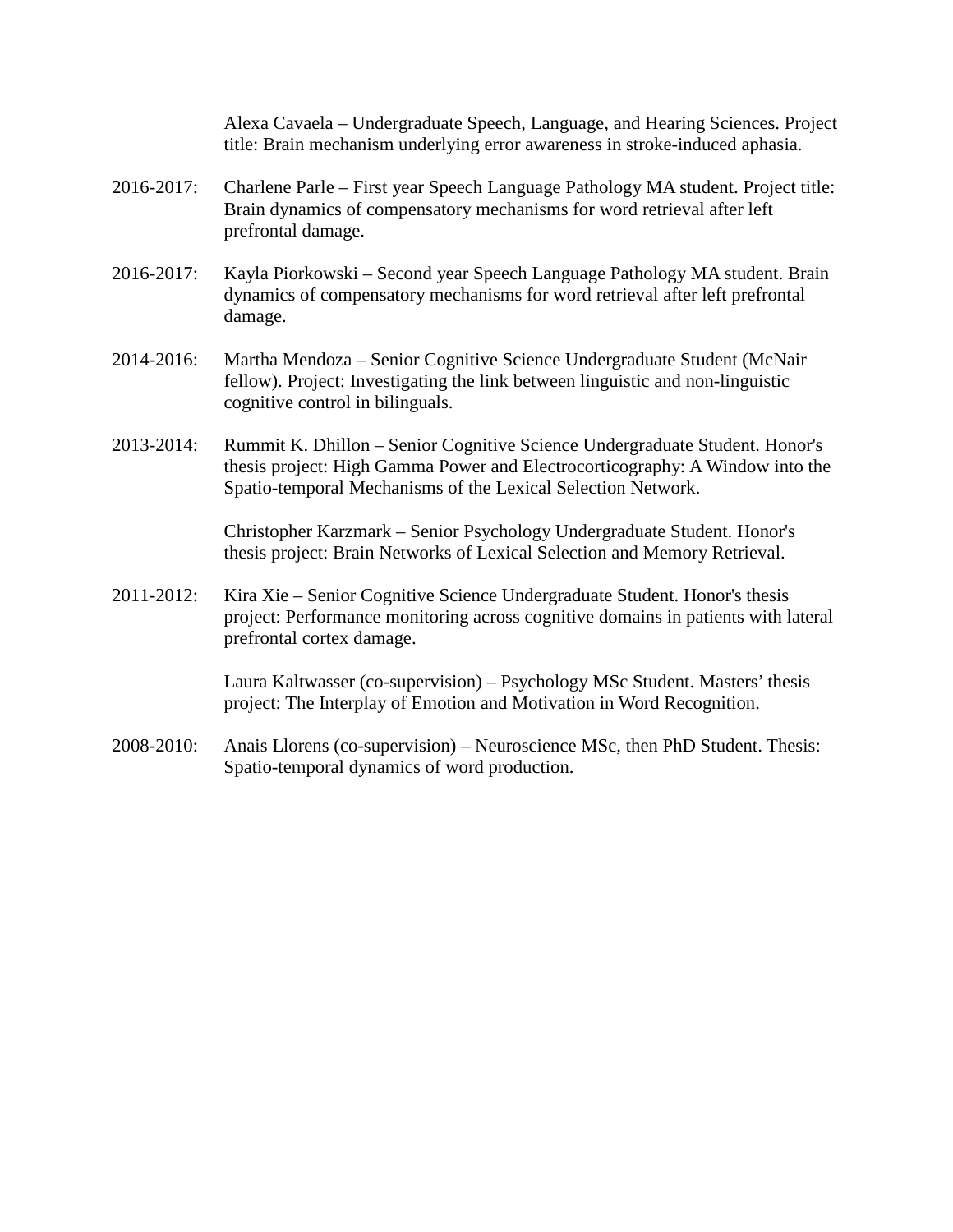Alexa Cavaela – Undergraduate Speech, Language, and Hearing Sciences. Project title: Brain mechanism underlying error awareness in stroke-induced aphasia.

2016-2017: Charlene Parle – First year Speech Language Pathology MA student. Project title: Brain dynamics of compensatory mechanisms for word retrieval after left prefrontal damage.

2016-2017: Kayla Piorkowski – Second year Speech Language Pathology MA student. Brain dynamics of compensatory mechanisms for word retrieval after left prefrontal damage.

2014-2016: Martha Mendoza – Senior Cognitive Science Undergraduate Student (McNair fellow). Project: Investigating the link between linguistic and non-linguistic cognitive control in bilinguals.

2013-2014: Rummit K. Dhillon – Senior Cognitive Science Undergraduate Student. Honor's thesis project: High Gamma Power and Electrocorticography: A Window into the Spatio-temporal Mechanisms of the Lexical Selection Network.

Christopher Karzmark – Senior Psychology Undergraduate Student. Honor's thesis project: Brain Networks of Lexical Selection and Memory Retrieval.

2011-2012: Kira Xie – Senior Cognitive Science Undergraduate Student. Honor's thesis project: Performance monitoring across cognitive domains in patients with lateral prefrontal cortex damage.

Laura Kaltwasser (co-supervision) – Psychology MSc Student. Masters' thesis project: The Interplay of Emotion and Motivation in Word Recognition.

2008-2010: Anais Llorens (co-supervision) – Neuroscience MSc, then PhD Student. Thesis: Spatio-temporal dynamics of word production.